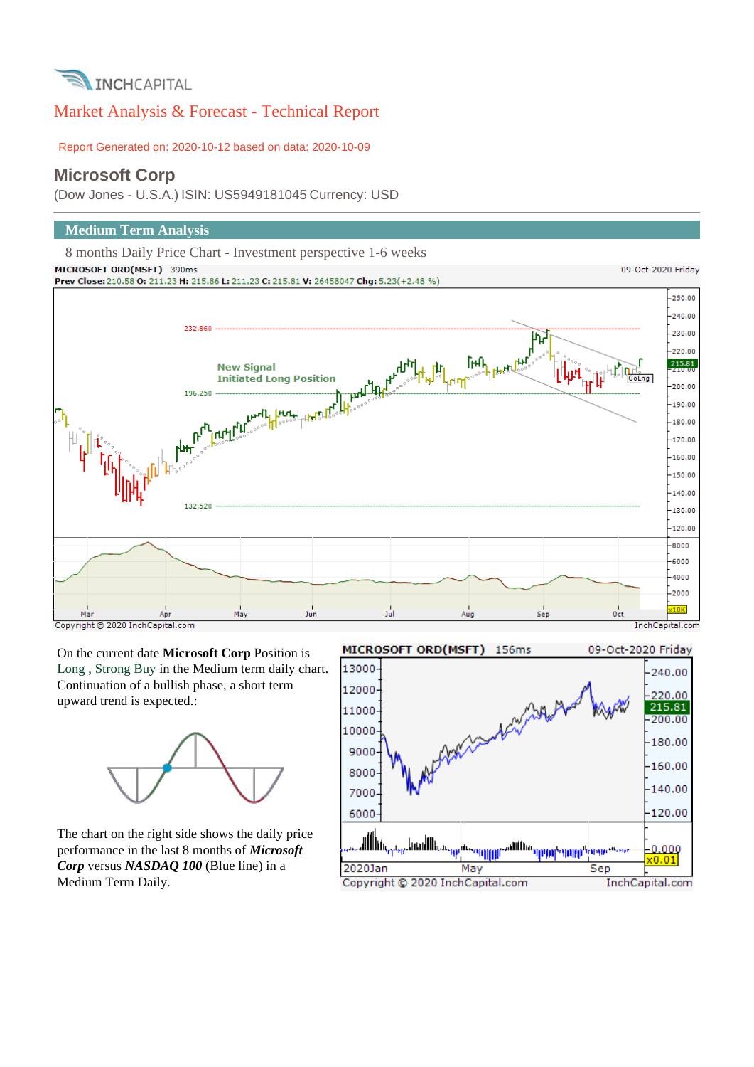INCHCAPITAL

# Market Analysis & Forecast - Technical Report

Report Generated on: 2020-10-12 based on data: 2020-10-09

## Microsoft Corp

(Dow Jones - U.S.A.) ISIN: US5949181045 Currency: USD

### Medium Term Analysis

8 months Daily Price Chart - Investment perspective 1-6 weeks

MICROSOFT ORD(MSFT) 390ms 09-Oct-2020 Friday

**Prev Close:** 210.58 **O:** 211.23 **H:** 215.86 **L:** 211.23 **C:** 215.81 **V:** 26458047 **Chg:** 5.23(+2.48 %)

Copyright © 2020 InchCapital.com InchCapital.com

On the current date **Microsoft Corp** Position is Long , Strong Buy in the Medium term daily chart. Continuation of a bullish phase, a short term upward trend is expected.:

The chart on the right side shows the daily price performance in the last 8 months of ***Microsoft Corp*** versus ***NASDAQ 100*** (Blue line) in a Medium Term Daily.

MICROSOFT ORD(MSFT) 156ms 09-Oct-2020 Friday

Copyright © 2020 InchCapital.com InchCapital.com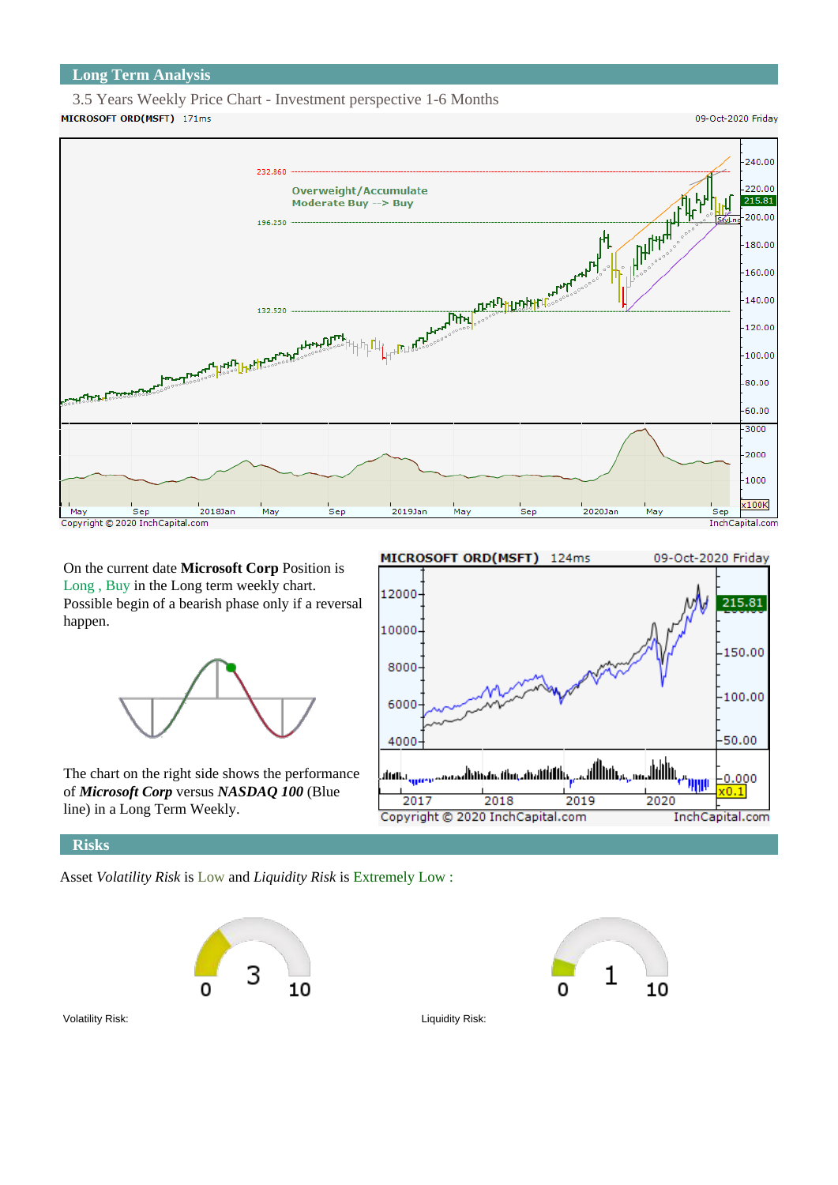## Long Term Analysis

3.5 Years Weekly Price Chart - Investment perspective 1-6 Months

On the current date **Microsoft Corp** Position is Long , Buy in the Long term weekly chart. Possible begin of a bearish phase only if a reversal happen.

The chart on the right side shows the performance of ***Microsoft Corp*** versus ***NASDAQ 100*** (Blue line) in a Long Term Weekly.

## Risks

Asset *Volatility Risk* is Low and *Liquidity Risk* is Extremely Low :

Volatility Risk:

Liquidity Risk: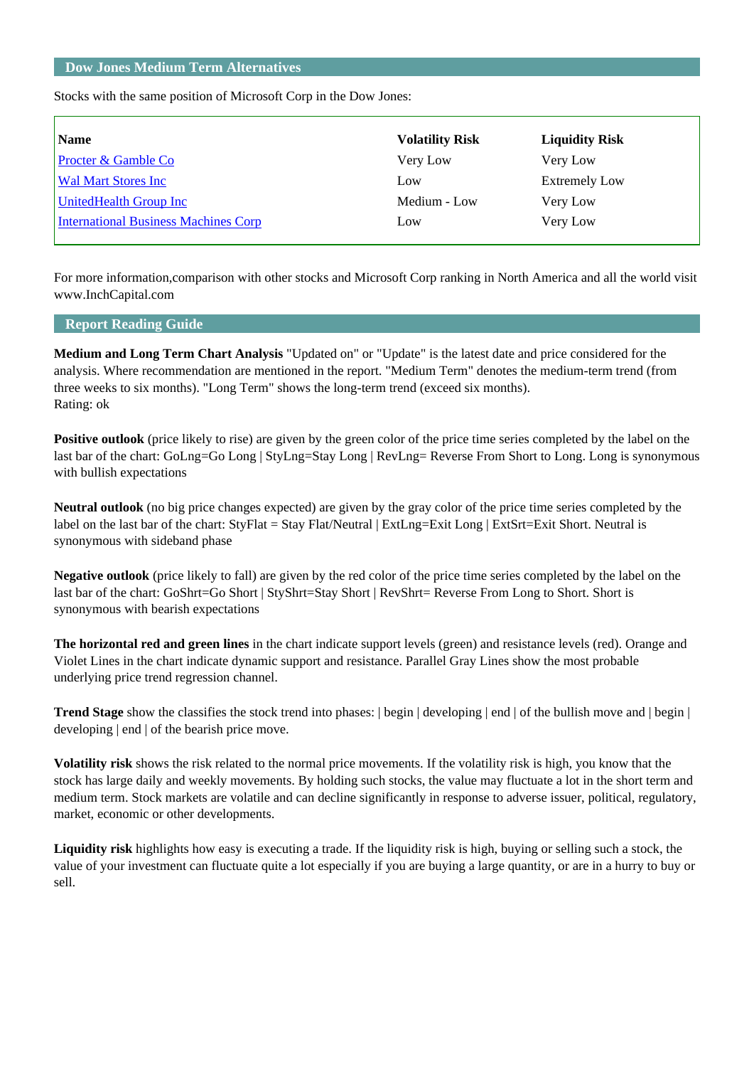## Dow Jones Medium Term Alternatives

Stocks with the same position of Microsoft Corp in the Dow Jones:

| Name | Volatility Risk | Liquidity Risk |
|---|---|---|
| Procter & Gamble Co | Very Low | Very Low |
| Wal Mart Stores Inc | Low | Extremely Low |
| UnitedHealth Group Inc | Medium - Low | Very Low |
| International Business Machines Corp | Low | Very Low |

For more information,comparison with other stocks and Microsoft Corp ranking in North America and all the world visit www.InchCapital.com

## Report Reading Guide

**Medium and Long Term Chart Analysis** "Updated on" or "Update" is the latest date and price considered for the analysis. Where recommendation are mentioned in the report. "Medium Term" denotes the medium-term trend (from three weeks to six months). "Long Term" shows the long-term trend (exceed six months).
Rating: ok

**Positive outlook** (price likely to rise) are given by the green color of the price time series completed by the label on the last bar of the chart: GoLng=Go Long | StyLng=Stay Long | RevLng= Reverse From Short to Long. Long is synonymous with bullish expectations

**Neutral outlook** (no big price changes expected) are given by the gray color of the price time series completed by the label on the last bar of the chart: StyFlat = Stay Flat/Neutral | ExtLng=Exit Long | ExtSrt=Exit Short. Neutral is synonymous with sideband phase

**Negative outlook** (price likely to fall) are given by the red color of the price time series completed by the label on the last bar of the chart: GoShrt=Go Short | StyShrt=Stay Short | RevShrt= Reverse From Long to Short. Short is synonymous with bearish expectations

**The horizontal red and green lines** in the chart indicate support levels (green) and resistance levels (red). Orange and Violet Lines in the chart indicate dynamic support and resistance. Parallel Gray Lines show the most probable underlying price trend regression channel.

**Trend Stage** show the classifies the stock trend into phases: | begin | developing | end | of the bullish move and | begin | developing | end | of the bearish price move.

**Volatility risk** shows the risk related to the normal price movements. If the volatility risk is high, you know that the stock has large daily and weekly movements. By holding such stocks, the value may fluctuate a lot in the short term and medium term. Stock markets are volatile and can decline significantly in response to adverse issuer, political, regulatory, market, economic or other developments.

**Liquidity risk** highlights how easy is executing a trade. If the liquidity risk is high, buying or selling such a stock, the value of your investment can fluctuate quite a lot especially if you are buying a large quantity, or are in a hurry to buy or sell.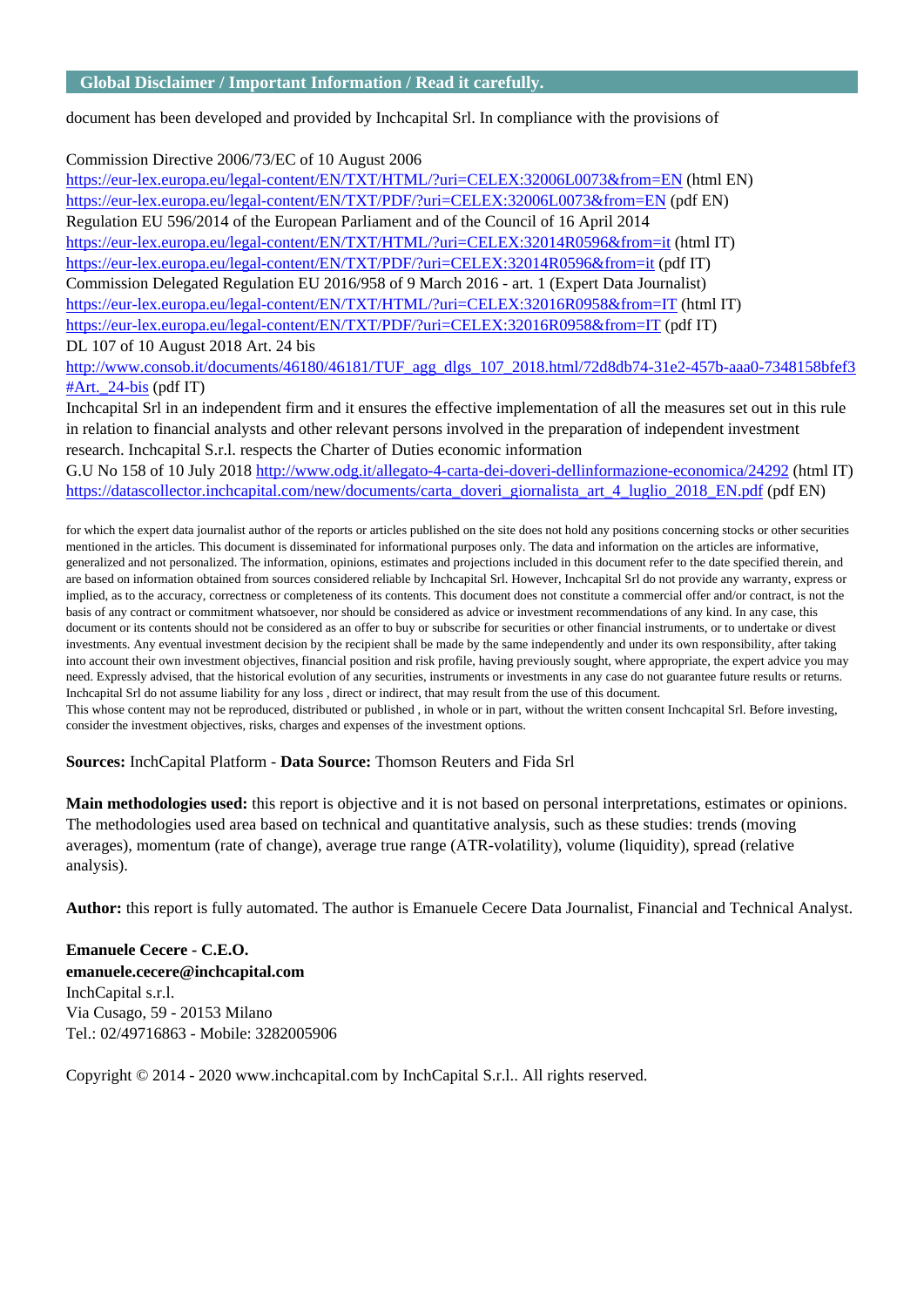## Global Disclaimer / Important Information / Read it carefully.

document has been developed and provided by Inchcapital Srl. In compliance with the provisions of

Commission Directive 2006/73/EC of 10 August 2006
https://eur-lex.europa.eu/legal-content/EN/TXT/HTML/?uri=CELEX:32006L0073&from=EN (html EN)
https://eur-lex.europa.eu/legal-content/EN/TXT/PDF/?uri=CELEX:32006L0073&from=EN (pdf EN)
Regulation EU 596/2014 of the European Parliament and of the Council of 16 April 2014
https://eur-lex.europa.eu/legal-content/EN/TXT/HTML/?uri=CELEX:32014R0596&from=it (html IT)
https://eur-lex.europa.eu/legal-content/EN/TXT/PDF/?uri=CELEX:32014R0596&from=it (pdf IT)
Commission Delegated Regulation EU 2016/958 of 9 March 2016 - art. 1 (Expert Data Journalist)
https://eur-lex.europa.eu/legal-content/EN/TXT/HTML/?uri=CELEX:32016R0958&from=IT (html IT)
https://eur-lex.europa.eu/legal-content/EN/TXT/PDF/?uri=CELEX:32016R0958&from=IT (pdf IT)
DL 107 of 10 August 2018 Art. 24 bis
http://www.consob.it/documents/46180/46181/TUF_agg_dlgs_107_2018.html/72d8db74-31e2-457b-aaa0-7348158bfef3#Art._24-bis (pdf IT)
Inchcapital Srl in an independent firm and it ensures the effective implementation of all the measures set out in this rule in relation to financial analysts and other relevant persons involved in the preparation of independent investment research. Inchcapital S.r.l. respects the Charter of Duties economic information
G.U No 158 of 10 July 2018 http://www.odg.it/allegato-4-carta-dei-doveri-dellinformazione-economica/24292 (html IT)
https://datascollector.inchcapital.com/new/documents/carta_doveri_giornalista_art_4_luglio_2018_EN.pdf (pdf EN)

for which the expert data journalist author of the reports or articles published on the site does not hold any positions concerning stocks or other securities mentioned in the articles. This document is disseminated for informational purposes only. The data and information on the articles are informative, generalized and not personalized. The information, opinions, estimates and projections included in this document refer to the date specified therein, and are based on information obtained from sources considered reliable by Inchcapital Srl. However, Inchcapital Srl do not provide any warranty, express or implied, as to the accuracy, correctness or completeness of its contents. This document does not constitute a commercial offer and/or contract, is not the basis of any contract or commitment whatsoever, nor should be considered as advice or investment recommendations of any kind. In any case, this document or its contents should not be considered as an offer to buy or subscribe for securities or other financial instruments, or to undertake or divest investments. Any eventual investment decision by the recipient shall be made by the same independently and under its own responsibility, after taking into account their own investment objectives, financial position and risk profile, having previously sought, where appropriate, the expert advice you may need. Expressly advised, that the historical evolution of any securities, instruments or investments in any case do not guarantee future results or returns. Inchcapital Srl do not assume liability for any loss , direct or indirect, that may result from the use of this document.
This whose content may not be reproduced, distributed or published , in whole or in part, without the written consent Inchcapital Srl. Before investing, consider the investment objectives, risks, charges and expenses of the investment options.

**Sources:** InchCapital Platform - **Data Source:** Thomson Reuters and Fida Srl

**Main methodologies used:** this report is objective and it is not based on personal interpretations, estimates or opinions. The methodologies used area based on technical and quantitative analysis, such as these studies: trends (moving averages), momentum (rate of change), average true range (ATR-volatility), volume (liquidity), spread (relative analysis).

**Author:** this report is fully automated. The author is Emanuele Cecere Data Journalist, Financial and Technical Analyst.

**Emanuele Cecere - C.E.O.**
**emanuele.cecere@inchcapital.com**
InchCapital s.r.l.
Via Cusago, 59 - 20153 Milano
Tel.: 02/49716863 - Mobile: 3282005906

Copyright © 2014 - 2020 www.inchcapital.com by InchCapital S.r.l.. All rights reserved.